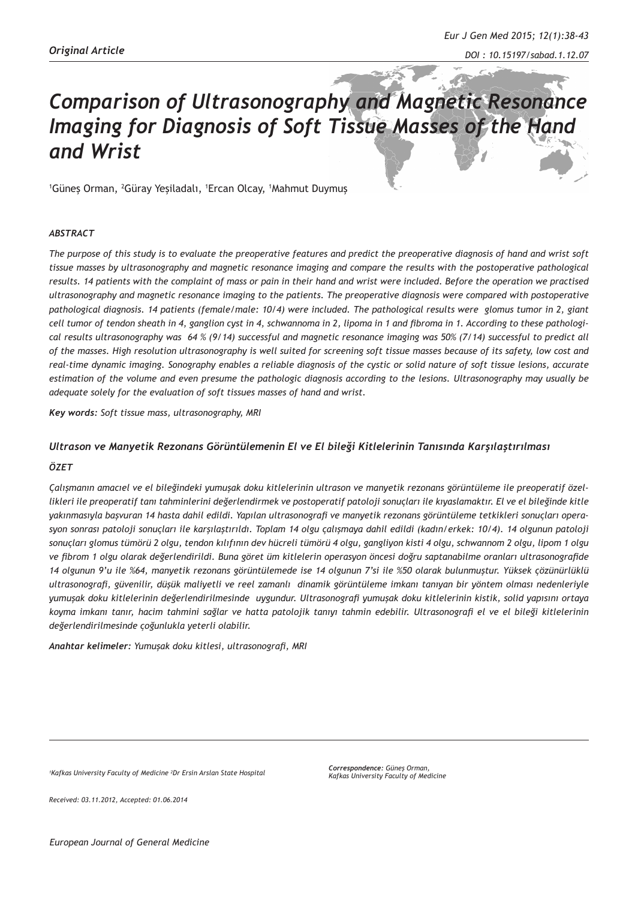*Original Article*

# *Comparison of Ultrasonography and Magnetic Resonance Imaging for Diagnosis of Soft Tissue Masses of the Hand and Wrist*

[1]Güneş Orman, [2]Güray Yeşiladalı, [1]Ercan Olcay, [1]Mahmut Duymuş

### *ABSTRACT*

*The purpose of this study is to evaluate the preoperative features and predict the preoperative diagnosis of hand and wrist soft tissue masses by ultrasonography and magnetic resonance imaging and compare the results with the postoperative pathological results. 14 patients with the complaint of mass or pain in their hand and wrist were included. Before the operation we practised ultrasonography and magnetic resonance imaging to the patients. The preoperative diagnosis were compared with postoperative pathological diagnosis. 14 patients (female/male: 10/4) were included. The pathological results were glomus tumor in 2, giant cell tumor of tendon sheath in 4, ganglion cyst in 4, schwannoma in 2, lipoma in 1 and fibroma in 1. According to these pathological results ultrasonography was 64 % (9/14) successful and magnetic resonance imaging was 50% (7/14) successful to predict all of the masses. High resolution ultrasonography is well suited for screening soft tissue masses because of its safety, low cost and real-time dynamic imaging. Sonography enables a reliable diagnosis of the cystic or solid nature of soft tissue lesions, accurate estimation of the volume and even presume the pathologic diagnosis according to the lesions. Ultrasonography may usually be adequate solely for the evaluation of soft tissues masses of hand and wrist.*

***Key words:*** *Soft tissue mass, ultrasonography, MRI*

## *Ultrason ve Manyetik Rezonans Görüntülemenin El ve El bileği Kitlelerinin Tanısında Karşılaştırılması*

### *ÖZET*

*Çalışmanın amacıel ve el bileğindeki yumuşak doku kitlelerinin ultrason ve manyetik rezonans görüntüleme ile preoperatif özellikleri ile preoperatif tanı tahminlerini değerlendirmek ve postoperatif patoloji sonuçları ile kıyaslamaktır. El ve el bileğinde kitle yakınmasıyla başvuran 14 hasta dahil edildi. Yapılan ultrasonografi ve manyetik rezonans görüntüleme tetkikleri sonuçları operasyon sonrası patoloji sonuçları ile karşılaştırıldı. Toplam 14 olgu çalışmaya dahil edildi (kadın/erkek: 10/4). 14 olgunun patoloji sonuçları glomus tümörü 2 olgu, tendon kılıfının dev hücreli tümörü 4 olgu, gangliyon kisti 4 olgu, schwannom 2 olgu, lipom 1 olgu ve fibrom 1 olgu olarak değerlendirildi. Buna göret üm kitlelerin operasyon öncesi doğru saptanabilme oranları ultrasonografide 14 olgunun 9'u ile %64, manyetik rezonans görüntülemede ise 14 olgunun 7'si ile %50 olarak bulunmuştur. Yüksek çözünürlüklü ultrasonografi, güvenilir, düşük maliyetli ve reel zamanlı dinamik görüntüleme imkanı tanıyan bir yöntem olması nedenleriyle yumuşak doku kitlelerinin değerlendirilmesinde uygundur. Ultrasonografi yumuşak doku kitlelerinin kistik, solid yapısını ortaya koyma imkanı tanır, hacim tahmini sağlar ve hatta patolojik tanıyı tahmin edebilir. Ultrasonografi el ve el bileği kitlelerinin değerlendirilmesinde çoğunlukla yeterli olabilir.*

***Anahtar kelimeler:*** *Yumuşak doku kitlesi, ultrasonografi, MRI*

*[1]Kafkas University Faculty of Medicine [2]Dr Ersin Arslan State Hospital*

***Correspondence:*** *Güneş Orman, Kafkas University Faculty of Medicine*

*Received: 03.11.2012, Accepted: 01.06.2014*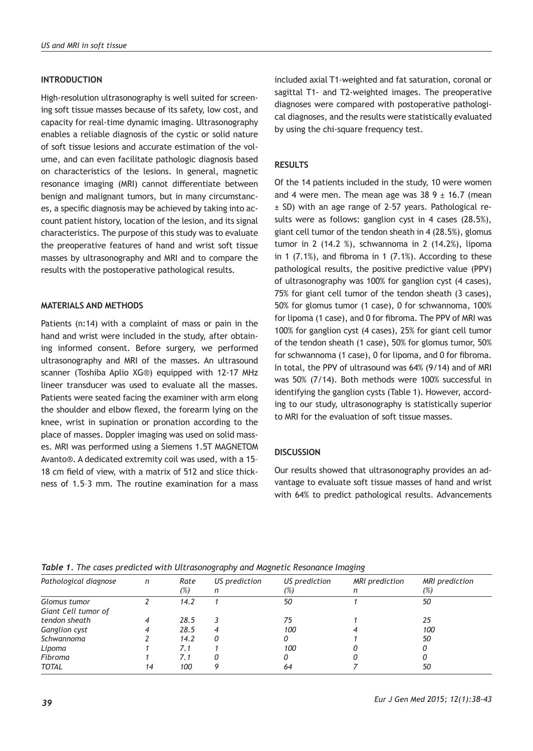## INTRODUCTION

High-resolution ultrasonography is well suited for screening soft tissue masses because of its safety, low cost, and capacity for real-time dynamic imaging. Ultrasonography enables a reliable diagnosis of the cystic or solid nature of soft tissue lesions and accurate estimation of the volume, and can even facilitate pathologic diagnosis based on characteristics of the lesions. In general, magnetic resonance imaging (MRI) cannot differentiate between benign and malignant tumors, but in many circumstances, a specific diagnosis may be achieved by taking into account patient history, location of the lesion, and its signal characteristics. The purpose of this study was to evaluate the preoperative features of hand and wrist soft tissue masses by ultrasonography and MRI and to compare the results with the postoperative pathological results.

## MATERIALS AND METHODS

Patients (n:14) with a complaint of mass or pain in the hand and wrist were included in the study, after obtaining informed consent. Before surgery, we performed ultrasonography and MRI of the masses. An ultrasound scanner (Toshiba Aplio XG®) equipped with 12-17 MHz lineer transducer was used to evaluate all the masses. Patients were seated facing the examiner with arm elong the shoulder and elbow flexed, the forearm lying on the knee, wrist in supination or pronation according to the place of masses. Doppler imaging was used on solid masses. MRI was performed using a Siemens 1.5T MAGNETOM Avanto®. A dedicated extremity coil was used, with a 15–18 cm field of view, with a matrix of 512 and slice thickness of 1.5–3 mm. The routine examination for a mass included axial T1-weighted and fat saturation, coronal or sagittal T1- and T2-weighted images. The preoperative diagnoses were compared with postoperative pathological diagnoses, and the results were statistically evaluated by using the chi-square frequency test.

## RESULTS

Of the 14 patients included in the study, 10 were women and 4 were men. The mean age was 38 9 ± 16.7 (mean ± SD) with an age range of 2–57 years. Pathological results were as follows: ganglion cyst in 4 cases (28.5%), giant cell tumor of the tendon sheath in 4 (28.5%), glomus tumor in 2 (14.2 %), schwannoma in 2 (14.2%), lipoma in 1 (7.1%), and fibroma in 1 (7.1%). According to these pathological results, the positive predictive value (PPV) of ultrasonography was 100% for ganglion cyst (4 cases), 75% for giant cell tumor of the tendon sheath (3 cases), 50% for glomus tumor (1 case), 0 for schwannoma, 100% for lipoma (1 case), and 0 for fibroma. The PPV of MRI was 100% for ganglion cyst (4 cases), 25% for giant cell tumor of the tendon sheath (1 case), 50% for glomus tumor, 50% for schwannoma (1 case), 0 for lipoma, and 0 for fibroma. In total, the PPV of ultrasound was 64% (9/14) and of MRI was 50% (7/14). Both methods were 100% successful in identifying the ganglion cysts (Table 1). However, according to our study, ultrasonography is statistically superior to MRI for the evaluation of soft tissue masses.

## DISCUSSION

Our results showed that ultrasonography provides an advantage to evaluate soft tissue masses of hand and wrist with 64% to predict pathological results. Advancements

*Table 1. The cases predicted with Ultrasonography and Magnetic Resonance Imaging*

| Pathological diagnose | n | Rate (%) | US prediction n | US prediction (%) | MRI prediction n | MRI prediction (%) |
|---|---|---|---|---|---|---|
| Glomus tumor | 2 | 14.2 | 1 | 50 | 1 | 50 |
| Giant Cell tumor of tendon sheath | 4 | 28.5 | 3 | 75 | 1 | 25 |
| Ganglion cyst | 4 | 28.5 | 4 | 100 | 4 | 100 |
| Schwannoma | 2 | 14.2 | 0 | 0 | 1 | 50 |
| Lipoma | 1 | 7.1 | 1 | 100 | 0 | 0 |
| Fibroma | 1 | 7.1 | 0 | 0 | 0 | 0 |
| TOTAL | 14 | 100 | 9 | 64 | 7 | 50 |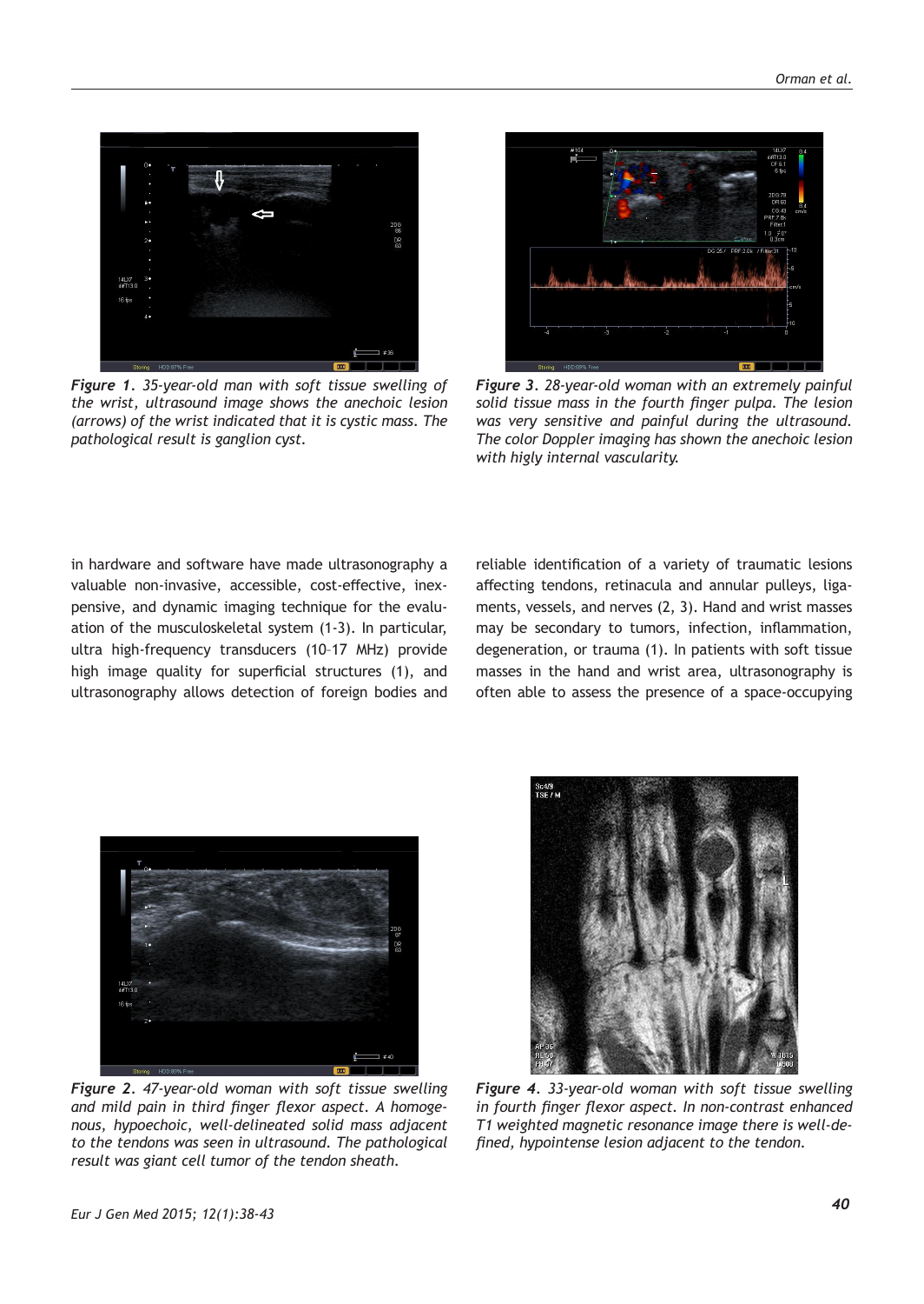*Figure 1. 35-year-old man with soft tissue swelling of the wrist, ultrasound image shows the anechoic lesion (arrows) of the wrist indicated that it is cystic mass. The pathological result is ganglion cyst.*

*Figure 3. 28-year-old woman with an extremely painful solid tissue mass in the fourth finger pulpa. The lesion was very sensitive and painful during the ultrasound. The color Doppler imaging has shown the anechoic lesion with higly internal vascularity.*

in hardware and software have made ultrasonography a valuable non-invasive, accessible, cost-effective, inexpensive, and dynamic imaging technique for the evaluation of the musculoskeletal system (1-3). In particular, ultra high-frequency transducers (10–17 MHz) provide high image quality for superficial structures (1), and ultrasonography allows detection of foreign bodies and reliable identification of a variety of traumatic lesions affecting tendons, retinacula and annular pulleys, ligaments, vessels, and nerves (2, 3). Hand and wrist masses may be secondary to tumors, infection, inflammation, degeneration, or trauma (1). In patients with soft tissue masses in the hand and wrist area, ultrasonography is often able to assess the presence of a space-occupying

*Figure 2. 47-year-old woman with soft tissue swelling and mild pain in third finger flexor aspect. A homogenous, hypoechoic, well-delineated solid mass adjacent to the tendons was seen in ultrasound. The pathological result was giant cell tumor of the tendon sheath.*

*Figure 4. 33-year-old woman with soft tissue swelling in fourth finger flexor aspect. In non-contrast enhanced T1 weighted magnetic resonance image there is well-defined, hypointense lesion adjacent to the tendon.*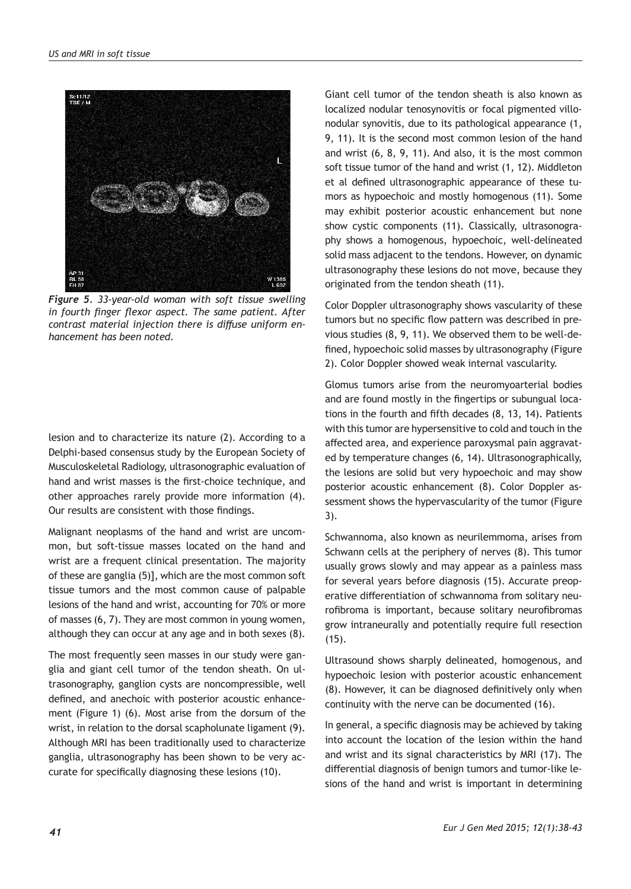*Figure 5. 33-year-old woman with soft tissue swelling in fourth finger flexor aspect. The same patient. After contrast material injection there is diffuse uniform enhancement has been noted.*

lesion and to characterize its nature (2). According to a Delphi-based consensus study by the European Society of Musculoskeletal Radiology, ultrasonographic evaluation of hand and wrist masses is the first-choice technique, and other approaches rarely provide more information (4). Our results are consistent with those findings.

Malignant neoplasms of the hand and wrist are uncommon, but soft-tissue masses located on the hand and wrist are a frequent clinical presentation. The majority of these are ganglia (5)], which are the most common soft tissue tumors and the most common cause of palpable lesions of the hand and wrist, accounting for 70% or more of masses (6, 7). They are most common in young women, although they can occur at any age and in both sexes (8).

The most frequently seen masses in our study were ganglia and giant cell tumor of the tendon sheath. On ultrasonography, ganglion cysts are noncompressible, well defined, and anechoic with posterior acoustic enhancement (Figure 1) (6). Most arise from the dorsum of the wrist, in relation to the dorsal scapholunate ligament (9). Although MRI has been traditionally used to characterize ganglia, ultrasonography has been shown to be very accurate for specifically diagnosing these lesions (10).

Giant cell tumor of the tendon sheath is also known as localized nodular tenosynovitis or focal pigmented villonodular synovitis, due to its pathological appearance (1, 9, 11). It is the second most common lesion of the hand and wrist (6, 8, 9, 11). And also, it is the most common soft tissue tumor of the hand and wrist (1, 12). Middleton et al defined ultrasonographic appearance of these tumors as hypoechoic and mostly homogenous (11). Some may exhibit posterior acoustic enhancement but none show cystic components (11). Classically, ultrasonography shows a homogenous, hypoechoic, well-delineated solid mass adjacent to the tendons. However, on dynamic ultrasonography these lesions do not move, because they originated from the tendon sheath (11).

Color Doppler ultrasonography shows vascularity of these tumors but no specific flow pattern was described in previous studies (8, 9, 11). We observed them to be well-defined, hypoechoic solid masses by ultrasonography (Figure 2). Color Doppler showed weak internal vascularity.

Glomus tumors arise from the neuromyoarterial bodies and are found mostly in the fingertips or subungual locations in the fourth and fifth decades (8, 13, 14). Patients with this tumor are hypersensitive to cold and touch in the affected area, and experience paroxysmal pain aggravated by temperature changes (6, 14). Ultrasonographically, the lesions are solid but very hypoechoic and may show posterior acoustic enhancement (8). Color Doppler assessment shows the hypervascularity of the tumor (Figure 3).

Schwannoma, also known as neurilemmoma, arises from Schwann cells at the periphery of nerves (8). This tumor usually grows slowly and may appear as a painless mass for several years before diagnosis (15). Accurate preoperative differentiation of schwannoma from solitary neurofibroma is important, because solitary neurofibromas grow intraneurally and potentially require full resection (15).

Ultrasound shows sharply delineated, homogenous, and hypoechoic lesion with posterior acoustic enhancement (8). However, it can be diagnosed definitively only when continuity with the nerve can be documented (16).

In general, a specific diagnosis may be achieved by taking into account the location of the lesion within the hand and wrist and its signal characteristics by MRI (17). The differential diagnosis of benign tumors and tumor-like lesions of the hand and wrist is important in determining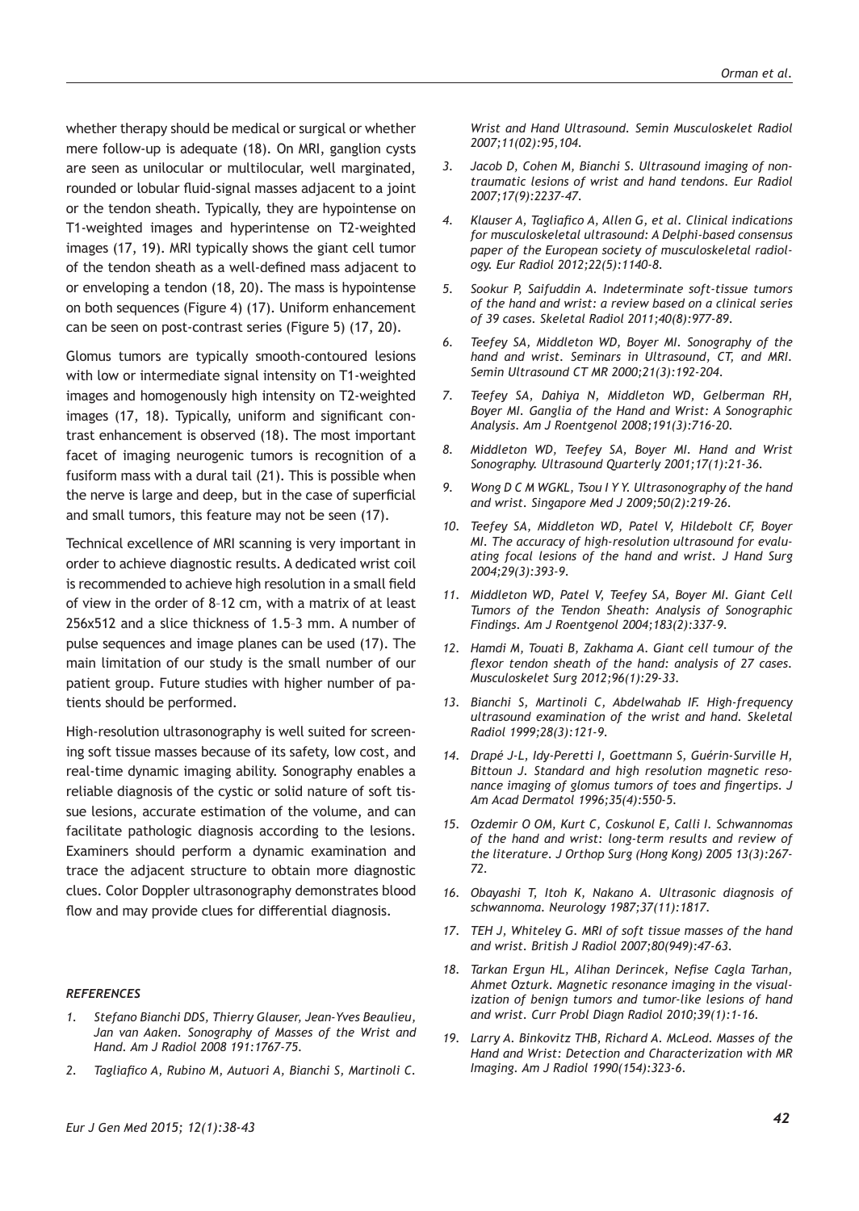whether therapy should be medical or surgical or whether mere follow-up is adequate (18). On MRI, ganglion cysts are seen as unilocular or multilocular, well marginated, rounded or lobular fluid-signal masses adjacent to a joint or the tendon sheath. Typically, they are hypointense on T1-weighted images and hyperintense on T2-weighted images (17, 19). MRI typically shows the giant cell tumor of the tendon sheath as a well-defined mass adjacent to or enveloping a tendon (18, 20). The mass is hypointense on both sequences (Figure 4) (17). Uniform enhancement can be seen on post-contrast series (Figure 5) (17, 20).

Glomus tumors are typically smooth-contoured lesions with low or intermediate signal intensity on T1-weighted images and homogenously high intensity on T2-weighted images (17, 18). Typically, uniform and significant contrast enhancement is observed (18). The most important facet of imaging neurogenic tumors is recognition of a fusiform mass with a dural tail (21). This is possible when the nerve is large and deep, but in the case of superficial and small tumors, this feature may not be seen (17).

Technical excellence of MRI scanning is very important in order to achieve diagnostic results. A dedicated wrist coil is recommended to achieve high resolution in a small field of view in the order of 8–12 cm, with a matrix of at least 256x512 and a slice thickness of 1.5–3 mm. A number of pulse sequences and image planes can be used (17). The main limitation of our study is the small number of our patient group. Future studies with higher number of patients should be performed.

High-resolution ultrasonography is well suited for screening soft tissue masses because of its safety, low cost, and real-time dynamic imaging ability. Sonography enables a reliable diagnosis of the cystic or solid nature of soft tissue lesions, accurate estimation of the volume, and can facilitate pathologic diagnosis according to the lesions. Examiners should perform a dynamic examination and trace the adjacent structure to obtain more diagnostic clues. Color Doppler ultrasonography demonstrates blood flow and may provide clues for differential diagnosis.

## REFERENCES

1. *Stefano Bianchi DDS, Thierry Glauser, Jean-Yves Beaulieu, Jan van Aaken. Sonography of Masses of the Wrist and Hand. Am J Radiol 2008 191:1767-75.*
2. *Tagliafico A, Rubino M, Autuori A, Bianchi S, Martinoli C. Wrist and Hand Ultrasound. Semin Musculoskelet Radiol 2007;11(02):95,104.*
3. *Jacob D, Cohen M, Bianchi S. Ultrasound imaging of non-traumatic lesions of wrist and hand tendons. Eur Radiol 2007;17(9):2237-47.*
4. *Klauser A, Tagliafico A, Allen G, et al. Clinical indications for musculoskeletal ultrasound: A Delphi-based consensus paper of the European society of musculoskeletal radiology. Eur Radiol 2012;22(5):1140-8.*
5. *Sookur P, Saifuddin A. Indeterminate soft-tissue tumors of the hand and wrist: a review based on a clinical series of 39 cases. Skeletal Radiol 2011;40(8):977-89.*
6. *Teefey SA, Middleton WD, Boyer MI. Sonography of the hand and wrist. Seminars in Ultrasound, CT, and MRI. Semin Ultrasound CT MR 2000;21(3):192-204.*
7. *Teefey SA, Dahiya N, Middleton WD, Gelberman RH, Boyer MI. Ganglia of the Hand and Wrist: A Sonographic Analysis. Am J Roentgenol 2008;191(3):716-20.*
8. *Middleton WD, Teefey SA, Boyer MI. Hand and Wrist Sonography. Ultrasound Quarterly 2001;17(1):21-36.*
9. *Wong D C M WGKL, Tsou I Y Y. Ultrasonography of the hand and wrist. Singapore Med J 2009;50(2):219-26.*
10. *Teefey SA, Middleton WD, Patel V, Hildebolt CF, Boyer MI. The accuracy of high-resolution ultrasound for evaluating focal lesions of the hand and wrist. J Hand Surg 2004;29(3):393-9.*
11. *Middleton WD, Patel V, Teefey SA, Boyer MI. Giant Cell Tumors of the Tendon Sheath: Analysis of Sonographic Findings. Am J Roentgenol 2004;183(2):337-9.*
12. *Hamdi M, Touati B, Zakhama A. Giant cell tumour of the flexor tendon sheath of the hand: analysis of 27 cases. Musculoskelet Surg 2012;96(1):29-33.*
13. *Bianchi S, Martinoli C, Abdelwahab IF. High-frequency ultrasound examination of the wrist and hand. Skeletal Radiol 1999;28(3):121-9.*
14. *Drapé J-L, Idy-Peretti I, Goettmann S, Guérin-Surville H, Bittoun J. Standard and high resolution magnetic resonance imaging of glomus tumors of toes and fingertips. J Am Acad Dermatol 1996;35(4):550-5.*
15. *Ozdemir O OM, Kurt C, Coskunol E, Calli I. Schwannomas of the hand and wrist: long-term results and review of the literature. J Orthop Surg (Hong Kong) 2005 13(3):267-72.*
16. *Obayashi T, Itoh K, Nakano A. Ultrasonic diagnosis of schwannoma. Neurology 1987;37(11):1817.*
17. *TEH J, Whiteley G. MRI of soft tissue masses of the hand and wrist. British J Radiol 2007;80(949):47-63.*
18. *Tarkan Ergun HL, Alihan Derincek, Nefise Cagla Tarhan, Ahmet Ozturk. Magnetic resonance imaging in the visualization of benign tumors and tumor-like lesions of hand and wrist. Curr Probl Diagn Radiol 2010;39(1):1-16.*
19. *Larry A. Binkovitz THB, Richard A. McLeod. Masses of the Hand and Wrist: Detection and Characterization with MR Imaging. Am J Radiol 1990(154):323-6.*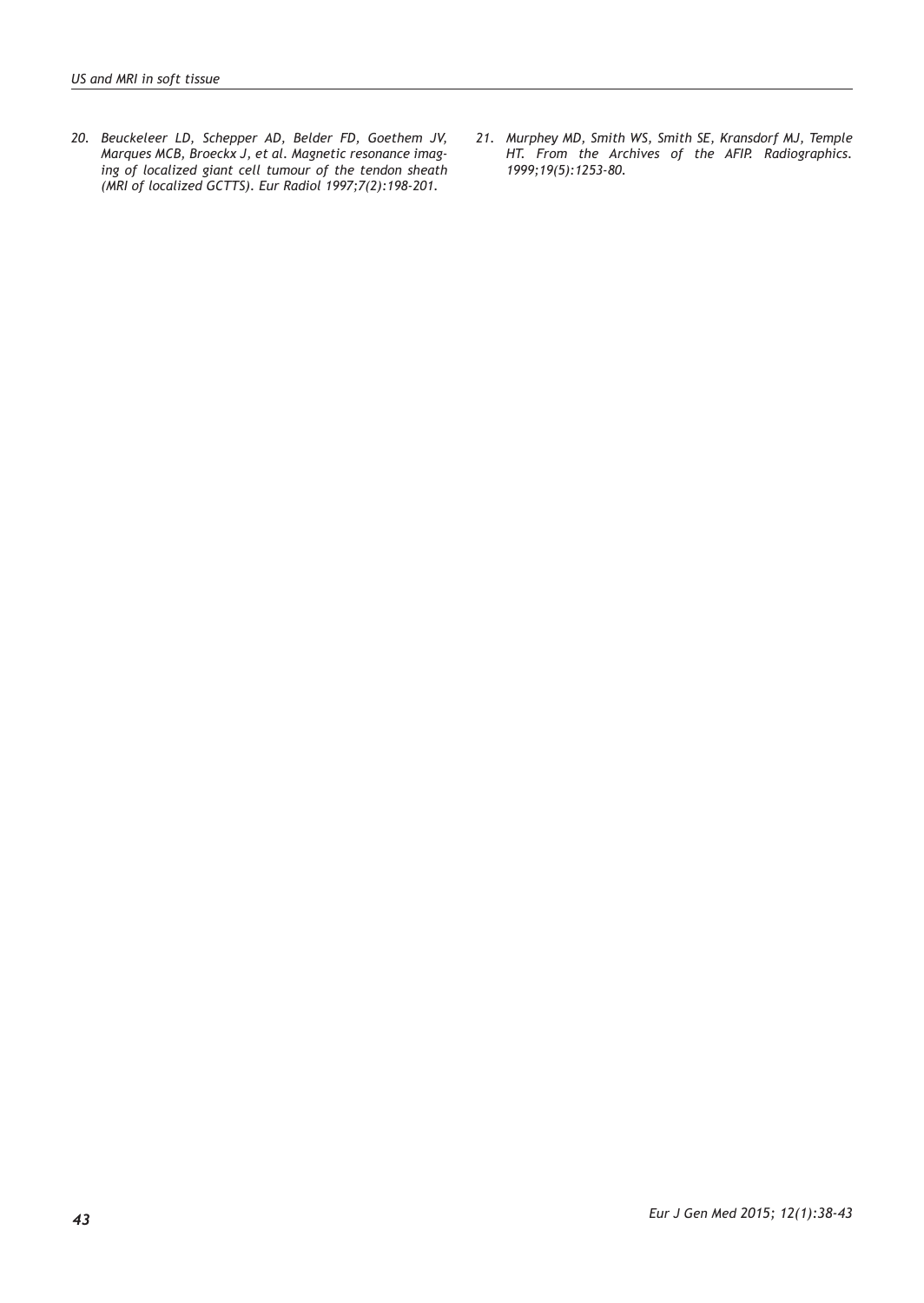20. Beuckeleer LD, Schepper AD, Belder FD, Goethem JV, Marques MCB, Broeckx J, et al. Magnetic resonance imaging of localized giant cell tumour of the tendon sheath (MRI of localized GCTTS). Eur Radiol 1997;7(2):198-201.

21. Murphey MD, Smith WS, Smith SE, Kransdorf MJ, Temple HT. From the Archives of the AFIP. Radiographics. 1999;19(5):1253-80.